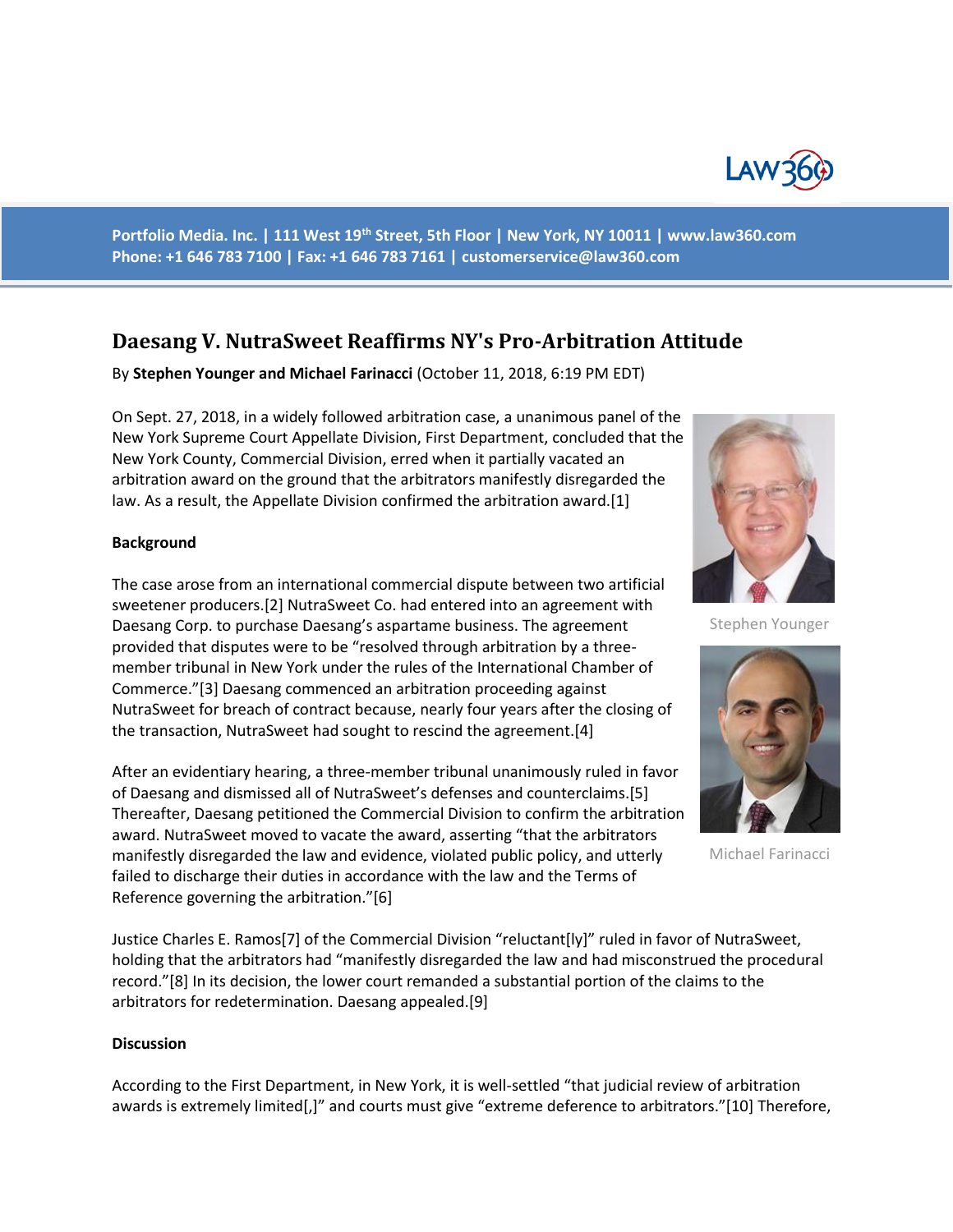Portfolio Media. Inc. | 111 West 19th Street, 5th Floor | New York, NY 10011 | www.law360.com
Phone: +1 646 783 7100 | Fax: +1 646 783 7161 | customerservice@law360.com

# Daesang V. NutraSweet Reaffirms NY's Pro-Arbitration Attitude

By **Stephen Younger and Michael Farinacci** (October 11, 2018, 6:19 PM EDT)

On Sept. 27, 2018, in a widely followed arbitration case, a unanimous panel of the New York Supreme Court Appellate Division, First Department, concluded that the New York County, Commercial Division, erred when it partially vacated an arbitration award on the ground that the arbitrators manifestly disregarded the law. As a result, the Appellate Division confirmed the arbitration award.[1]

Stephen Younger

Michael Farinacci

**Background**

The case arose from an international commercial dispute between two artificial sweetener producers.[2] NutraSweet Co. had entered into an agreement with Daesang Corp. to purchase Daesang's aspartame business. The agreement provided that disputes were to be "resolved through arbitration by a three-member tribunal in New York under the rules of the International Chamber of Commerce."[3] Daesang commenced an arbitration proceeding against NutraSweet for breach of contract because, nearly four years after the closing of the transaction, NutraSweet had sought to rescind the agreement.[4]

After an evidentiary hearing, a three-member tribunal unanimously ruled in favor of Daesang and dismissed all of NutraSweet's defenses and counterclaims.[5] Thereafter, Daesang petitioned the Commercial Division to confirm the arbitration award. NutraSweet moved to vacate the award, asserting "that the arbitrators manifestly disregarded the law and evidence, violated public policy, and utterly failed to discharge their duties in accordance with the law and the Terms of Reference governing the arbitration."[6]

Justice Charles E. Ramos[7] of the Commercial Division "reluctant[ly]" ruled in favor of NutraSweet, holding that the arbitrators had "manifestly disregarded the law and had misconstrued the procedural record."[8] In its decision, the lower court remanded a substantial portion of the claims to the arbitrators for redetermination. Daesang appealed.[9]

**Discussion**

According to the First Department, in New York, it is well-settled "that judicial review of arbitration awards is extremely limited[,]" and courts must give "extreme deference to arbitrators."[10] Therefore,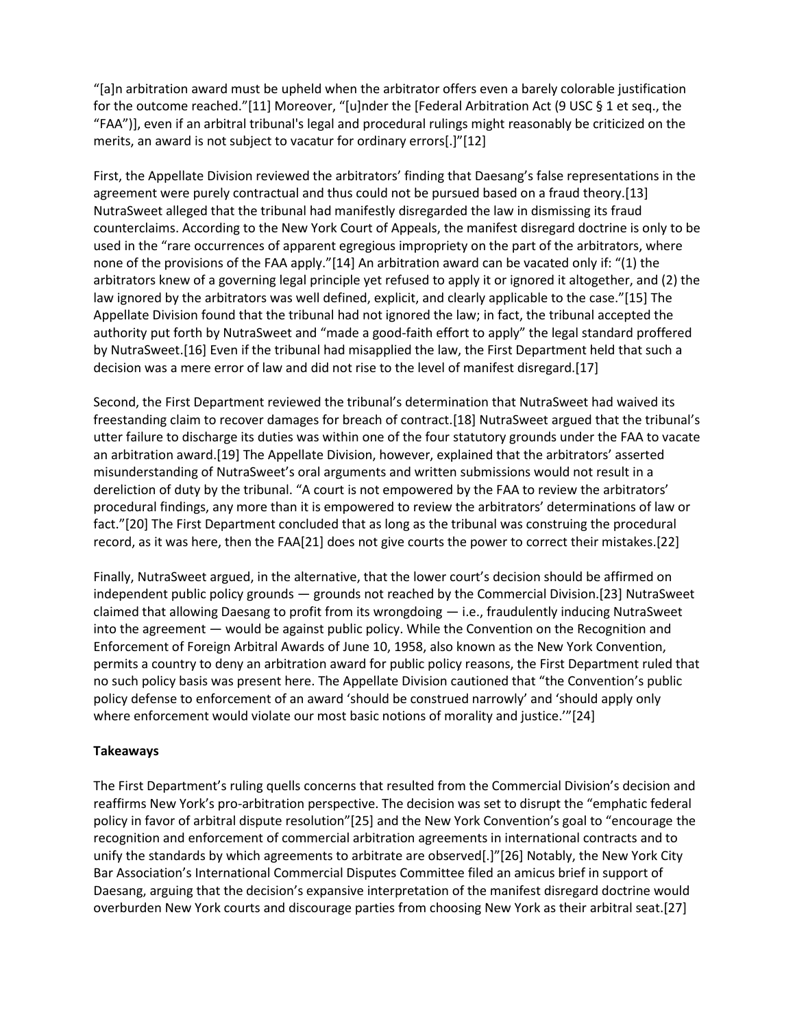"[a]n arbitration award must be upheld when the arbitrator offers even a barely colorable justification for the outcome reached."[11] Moreover, "[u]nder the [Federal Arbitration Act (9 USC § 1 et seq., the "FAA")], even if an arbitral tribunal's legal and procedural rulings might reasonably be criticized on the merits, an award is not subject to vacatur for ordinary errors[.]"[12]

First, the Appellate Division reviewed the arbitrators' finding that Daesang's false representations in the agreement were purely contractual and thus could not be pursued based on a fraud theory.[13] NutraSweet alleged that the tribunal had manifestly disregarded the law in dismissing its fraud counterclaims. According to the New York Court of Appeals, the manifest disregard doctrine is only to be used in the "rare occurrences of apparent egregious impropriety on the part of the arbitrators, where none of the provisions of the FAA apply."[14] An arbitration award can be vacated only if: "(1) the arbitrators knew of a governing legal principle yet refused to apply it or ignored it altogether, and (2) the law ignored by the arbitrators was well defined, explicit, and clearly applicable to the case."[15] The Appellate Division found that the tribunal had not ignored the law; in fact, the tribunal accepted the authority put forth by NutraSweet and "made a good-faith effort to apply" the legal standard proffered by NutraSweet.[16] Even if the tribunal had misapplied the law, the First Department held that such a decision was a mere error of law and did not rise to the level of manifest disregard.[17]

Second, the First Department reviewed the tribunal's determination that NutraSweet had waived its freestanding claim to recover damages for breach of contract.[18] NutraSweet argued that the tribunal's utter failure to discharge its duties was within one of the four statutory grounds under the FAA to vacate an arbitration award.[19] The Appellate Division, however, explained that the arbitrators' asserted misunderstanding of NutraSweet's oral arguments and written submissions would not result in a dereliction of duty by the tribunal. "A court is not empowered by the FAA to review the arbitrators' procedural findings, any more than it is empowered to review the arbitrators' determinations of law or fact."[20] The First Department concluded that as long as the tribunal was construing the procedural record, as it was here, then the FAA[21] does not give courts the power to correct their mistakes.[22]

Finally, NutraSweet argued, in the alternative, that the lower court's decision should be affirmed on independent public policy grounds — grounds not reached by the Commercial Division.[23] NutraSweet claimed that allowing Daesang to profit from its wrongdoing — i.e., fraudulently inducing NutraSweet into the agreement — would be against public policy. While the Convention on the Recognition and Enforcement of Foreign Arbitral Awards of June 10, 1958, also known as the New York Convention, permits a country to deny an arbitration award for public policy reasons, the First Department ruled that no such policy basis was present here. The Appellate Division cautioned that "the Convention's public policy defense to enforcement of an award 'should be construed narrowly' and 'should apply only where enforcement would violate our most basic notions of morality and justice.'"[24]

**Takeaways**

The First Department's ruling quells concerns that resulted from the Commercial Division's decision and reaffirms New York's pro-arbitration perspective. The decision was set to disrupt the "emphatic federal policy in favor of arbitral dispute resolution"[25] and the New York Convention's goal to "encourage the recognition and enforcement of commercial arbitration agreements in international contracts and to unify the standards by which agreements to arbitrate are observed[.]"[26] Notably, the New York City Bar Association's International Commercial Disputes Committee filed an amicus brief in support of Daesang, arguing that the decision's expansive interpretation of the manifest disregard doctrine would overburden New York courts and discourage parties from choosing New York as their arbitral seat.[27]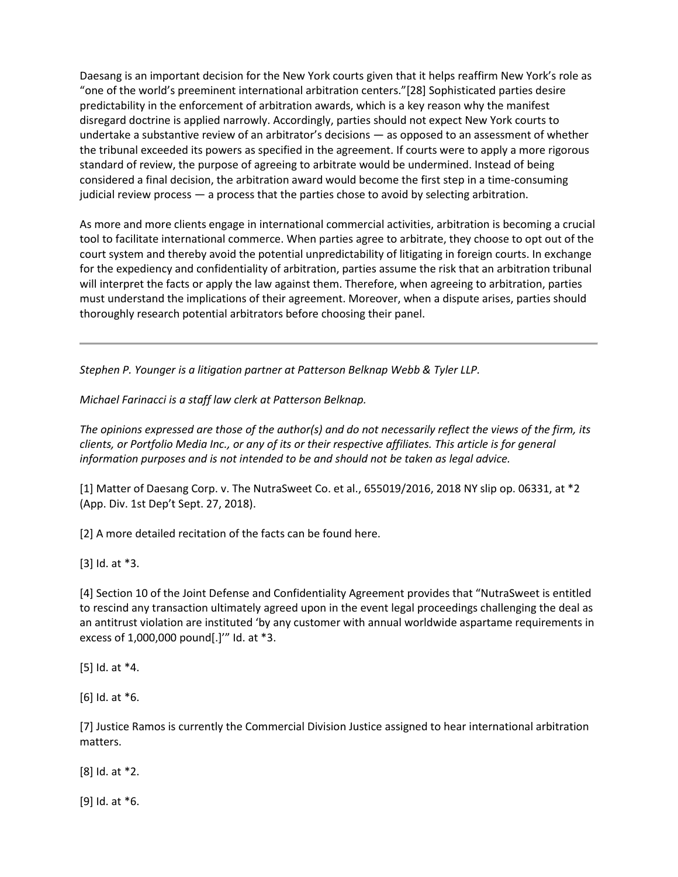Daesang is an important decision for the New York courts given that it helps reaffirm New York's role as "one of the world's preeminent international arbitration centers."[28] Sophisticated parties desire predictability in the enforcement of arbitration awards, which is a key reason why the manifest disregard doctrine is applied narrowly. Accordingly, parties should not expect New York courts to undertake a substantive review of an arbitrator's decisions — as opposed to an assessment of whether the tribunal exceeded its powers as specified in the agreement. If courts were to apply a more rigorous standard of review, the purpose of agreeing to arbitrate would be undermined. Instead of being considered a final decision, the arbitration award would become the first step in a time-consuming judicial review process — a process that the parties chose to avoid by selecting arbitration.

As more and more clients engage in international commercial activities, arbitration is becoming a crucial tool to facilitate international commerce. When parties agree to arbitrate, they choose to opt out of the court system and thereby avoid the potential unpredictability of litigating in foreign courts. In exchange for the expediency and confidentiality of arbitration, parties assume the risk that an arbitration tribunal will interpret the facts or apply the law against them. Therefore, when agreeing to arbitration, parties must understand the implications of their agreement. Moreover, when a dispute arises, parties should thoroughly research potential arbitrators before choosing their panel.

---

*Stephen P. Younger is a litigation partner at Patterson Belknap Webb & Tyler LLP.*

*Michael Farinacci is a staff law clerk at Patterson Belknap.*

*The opinions expressed are those of the author(s) and do not necessarily reflect the views of the firm, its clients, or Portfolio Media Inc., or any of its or their respective affiliates. This article is for general information purposes and is not intended to be and should not be taken as legal advice.*

[1] Matter of Daesang Corp. v. The NutraSweet Co. et al., 655019/2016, 2018 NY slip op. 06331, at *2 (App. Div. 1st Dep't Sept. 27, 2018).

[2] A more detailed recitation of the facts can be found here.

[3] Id. at *3.

[4] Section 10 of the Joint Defense and Confidentiality Agreement provides that "NutraSweet is entitled to rescind any transaction ultimately agreed upon in the event legal proceedings challenging the deal as an antitrust violation are instituted 'by any customer with annual worldwide aspartame requirements in excess of 1,000,000 pound[.]'" Id. at *3.

[5] Id. at *4.

[6] Id. at *6.

[7] Justice Ramos is currently the Commercial Division Justice assigned to hear international arbitration matters.

[8] Id. at *2.

[9] Id. at *6.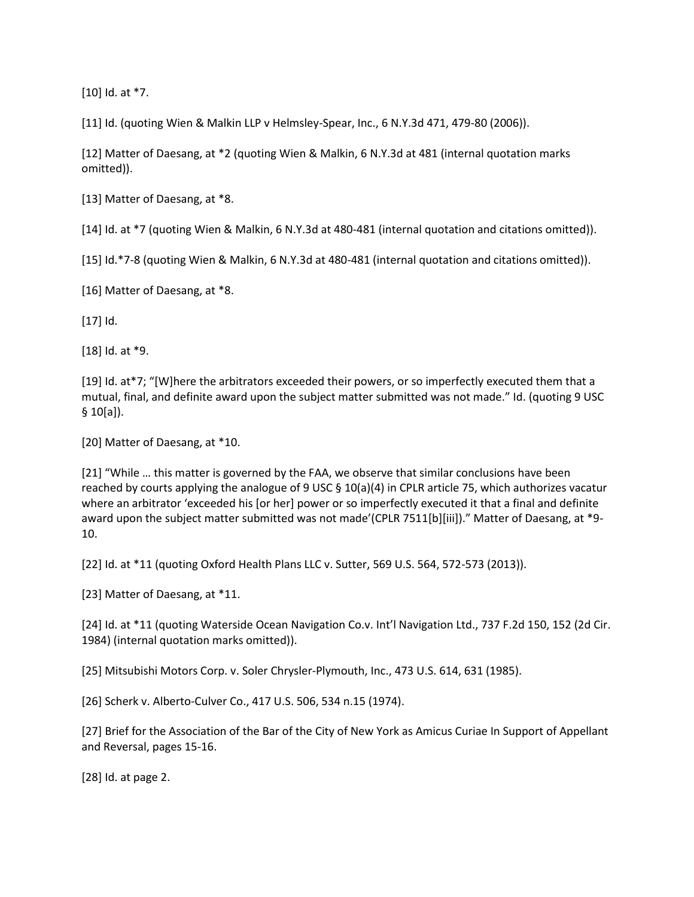[10] Id. at *7.

[11] Id. (quoting Wien & Malkin LLP v Helmsley-Spear, Inc., 6 N.Y.3d 471, 479-80 (2006)).

[12] Matter of Daesang, at *2 (quoting Wien & Malkin, 6 N.Y.3d at 481 (internal quotation marks omitted)).

[13] Matter of Daesang, at *8.

[14] Id. at *7 (quoting Wien & Malkin, 6 N.Y.3d at 480-481 (internal quotation and citations omitted)).

[15] Id.*7-8 (quoting Wien & Malkin, 6 N.Y.3d at 480-481 (internal quotation and citations omitted)).

[16] Matter of Daesang, at *8.

[17] Id.

[18] Id. at *9.

[19] Id. at*7; "[W]here the arbitrators exceeded their powers, or so imperfectly executed them that a mutual, final, and definite award upon the subject matter submitted was not made." Id. (quoting 9 USC § 10[a]).

[20] Matter of Daesang, at *10.

[21] "While … this matter is governed by the FAA, we observe that similar conclusions have been reached by courts applying the analogue of 9 USC § 10(a)(4) in CPLR article 75, which authorizes vacatur where an arbitrator 'exceeded his [or her] power or so imperfectly executed it that a final and definite award upon the subject matter submitted was not made'(CPLR 7511[b][iii])." Matter of Daesang, at *9-10.

[22] Id. at *11 (quoting Oxford Health Plans LLC v. Sutter, 569 U.S. 564, 572-573 (2013)).

[23] Matter of Daesang, at *11.

[24] Id. at *11 (quoting Waterside Ocean Navigation Co.v. Int'l Navigation Ltd., 737 F.2d 150, 152 (2d Cir. 1984) (internal quotation marks omitted)).

[25] Mitsubishi Motors Corp. v. Soler Chrysler-Plymouth, Inc., 473 U.S. 614, 631 (1985).

[26] Scherk v. Alberto-Culver Co., 417 U.S. 506, 534 n.15 (1974).

[27] Brief for the Association of the Bar of the City of New York as Amicus Curiae In Support of Appellant and Reversal, pages 15-16.

[28] Id. at page 2.